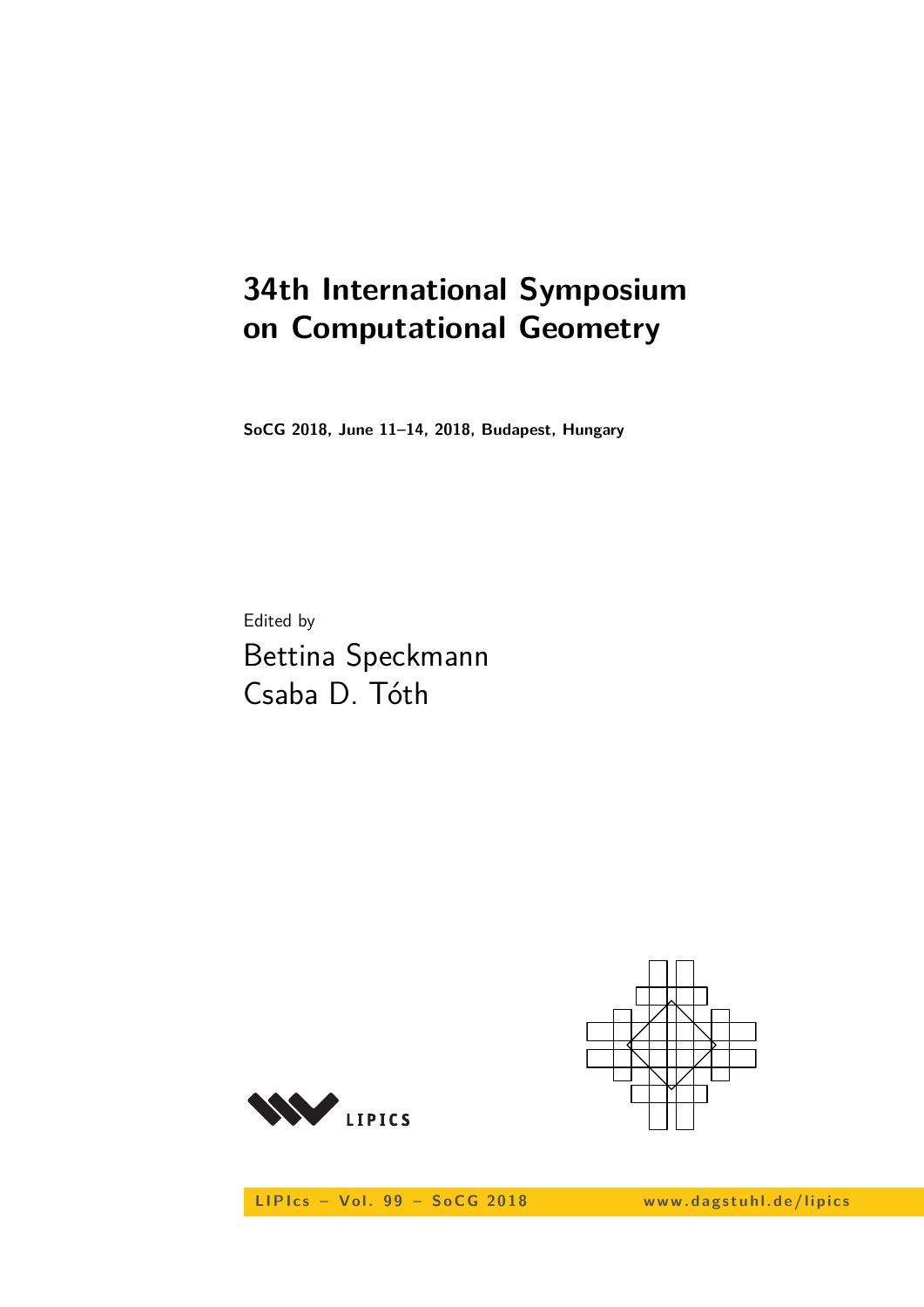# 34th International Symposium on Computational Geometry

**SoCG 2018, June 11–14, 2018, Budapest, Hungary**

Edited by

Bettina Speckmann
Csaba D. Tóth

LIPICS

LIPIcs – Vol. 99 – SoCG 2018 www.dagstuhl.de/lipics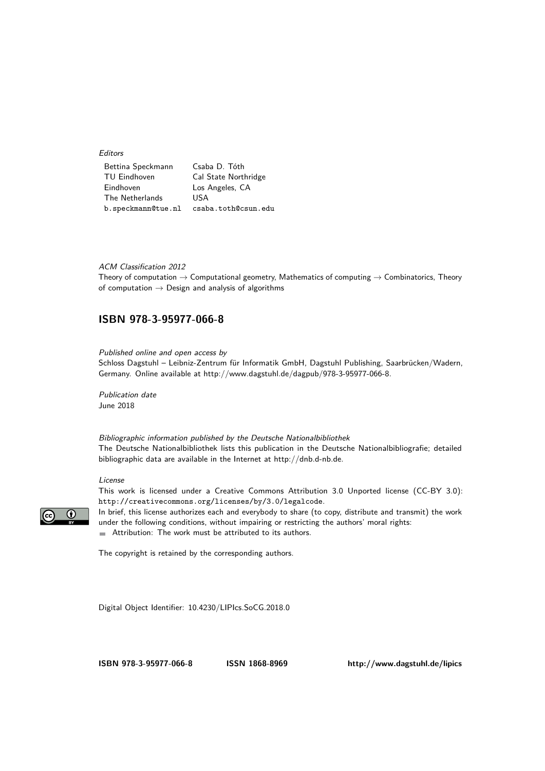*Editors*

| Bettina Speckmann | Csaba D. Tóth |
|---|---|
| TU Eindhoven | Cal State Northridge |
| Eindhoven | Los Angeles, CA |
| The Netherlands | USA |
| b.speckmann@tue.nl | csaba.toth@csun.edu |

*ACM Classification 2012*
Theory of computation → Computational geometry, Mathematics of computing → Combinatorics, Theory of computation → Design and analysis of algorithms

## ISBN 978-3-95977-066-8

*Published online and open access by*
Schloss Dagstuhl – Leibniz-Zentrum für Informatik GmbH, Dagstuhl Publishing, Saarbrücken/Wadern, Germany. Online available at http://www.dagstuhl.de/dagpub/978-3-95977-066-8.

*Publication date*
June 2018

*Bibliographic information published by the Deutsche Nationalbibliothek*
The Deutsche Nationalbibliothek lists this publication in the Deutsche Nationalbibliografie; detailed bibliographic data are available in the Internet at http://dnb.d-nb.de.

*License*
This work is licensed under a Creative Commons Attribution 3.0 Unported license (CC-BY 3.0): http://creativecommons.org/licenses/by/3.0/legalcode.
In brief, this license authorizes each and everybody to share (to copy, distribute and transmit) the work under the following conditions, without impairing or restricting the authors' moral rights:

- Attribution: The work must be attributed to its authors.

The copyright is retained by the corresponding authors.

Digital Object Identifier: 10.4230/LIPIcs.SoCG.2018.0

**ISBN 978-3-95977-066-8** **ISSN 1868-8969** **http://www.dagstuhl.de/lipics**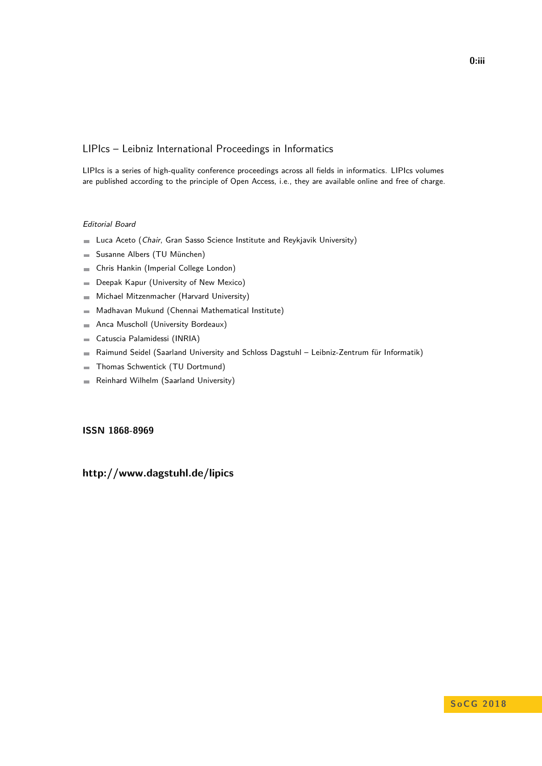# LIPIcs – Leibniz International Proceedings in Informatics

LIPIcs is a series of high-quality conference proceedings across all fields in informatics. LIPIcs volumes are published according to the principle of Open Access, i.e., they are available online and free of charge.

*Editorial Board*

- Luca Aceto (*Chair*, Gran Sasso Science Institute and Reykjavik University)
- Susanne Albers (TU München)
- Chris Hankin (Imperial College London)
- Deepak Kapur (University of New Mexico)
- Michael Mitzenmacher (Harvard University)
- Madhavan Mukund (Chennai Mathematical Institute)
- Anca Muscholl (University Bordeaux)
- Catuscia Palamidessi (INRIA)
- Raimund Seidel (Saarland University and Schloss Dagstuhl – Leibniz-Zentrum für Informatik)
- Thomas Schwentick (TU Dortmund)
- Reinhard Wilhelm (Saarland University)

**ISSN 1868-8969**

**http://www.dagstuhl.de/lipics**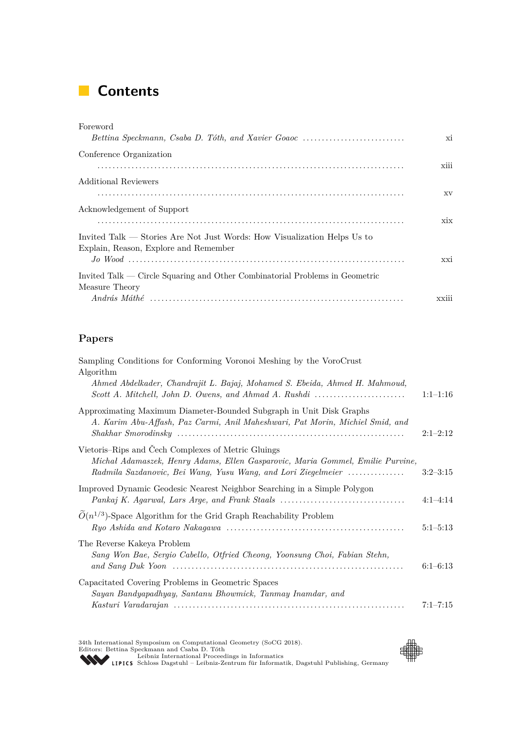# Contents

Foreword
*Bettina Speckmann, Csaba D. Tóth, and Xavier Goaoc* .......... xi

Conference Organization
.......... xiii

Additional Reviewers
.......... xv

Acknowledgement of Support
.......... xix

Invited Talk — Stories Are Not Just Words: How Visualization Helps Us to Explain, Reason, Explore and Remember
*Jo Wood* .......... xxi

Invited Talk — Circle Squaring and Other Combinatorial Problems in Geometric Measure Theory
*András Máthé* .......... xxiii

## Papers

Sampling Conditions for Conforming Voronoi Meshing by the VoroCrust Algorithm
*Ahmed Abdelkader, Chandrajit L. Bajaj, Mohamed S. Ebeida, Ahmed H. Mahmoud, Scott A. Mitchell, John D. Owens, and Ahmad A. Rushdi* .......... 1:1–1:16

Approximating Maximum Diameter-Bounded Subgraph in Unit Disk Graphs
*A. Karim Abu-Affash, Paz Carmi, Anil Maheshwari, Pat Morin, Michiel Smid, and Shakhar Smorodinsky* .......... 2:1–2:12

Vietoris–Rips and Čech Complexes of Metric Gluings
*Michał Adamaszek, Henry Adams, Ellen Gasparovic, Maria Gommel, Emilie Purvine, Radmila Sazdanovic, Bei Wang, Yusu Wang, and Lori Ziegelmeier* .......... 3:2–3:15

Improved Dynamic Geodesic Nearest Neighbor Searching in a Simple Polygon
*Pankaj K. Agarwal, Lars Arge, and Frank Staals* .......... 4:1–4:14

$\widetilde{O}(n^{1/3})$-Space Algorithm for the Grid Graph Reachability Problem
*Ryo Ashida and Kotaro Nakagawa* .......... 5:1–5:13

The Reverse Kakeya Problem
*Sang Won Bae, Sergio Cabello, Otfried Cheong, Yoonsung Choi, Fabian Stehn, and Sang Duk Yoon* .......... 6:1–6:13

Capacitated Covering Problems in Geometric Spaces
*Sayan Bandyapadhyay, Santanu Bhowmick, Tanmay Inamdar, and Kasturi Varadarajan* .......... 7:1–7:15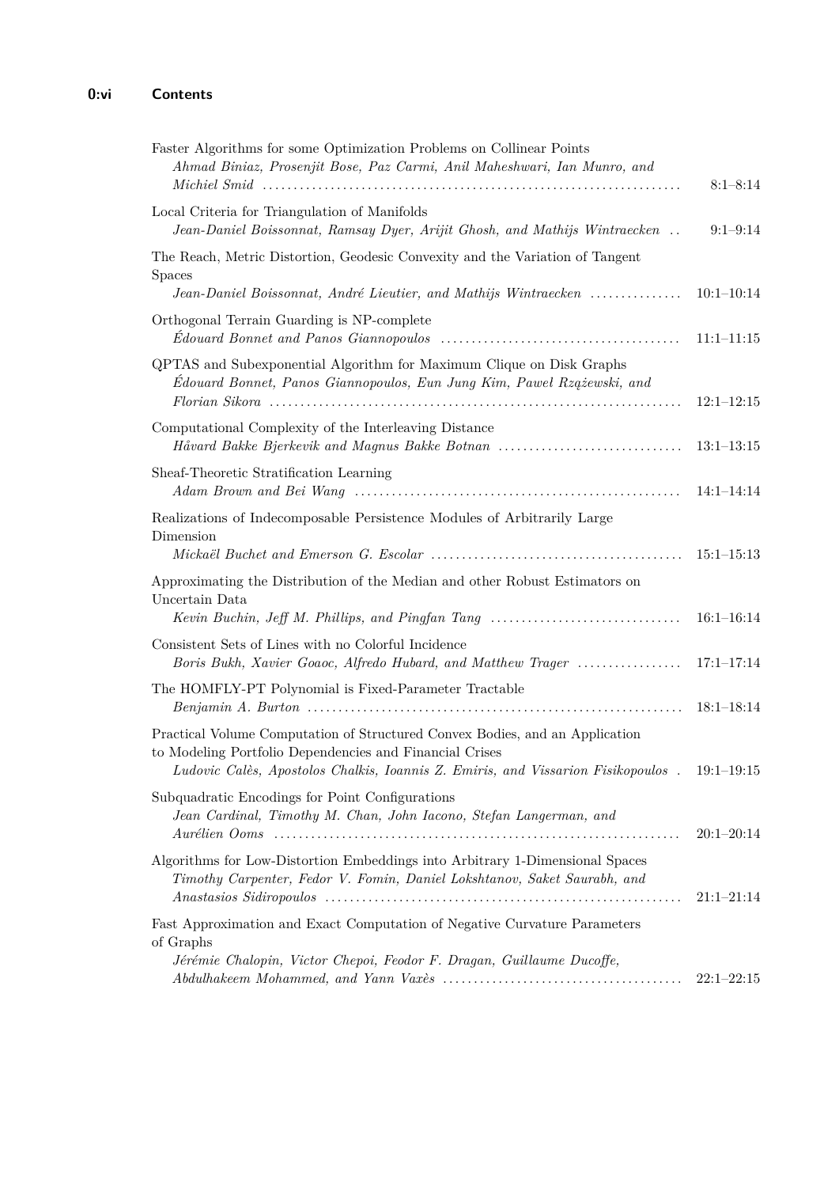Faster Algorithms for some Optimization Problems on Collinear Points
*Ahmad Biniaz, Prosenjit Bose, Paz Carmi, Anil Maheshwari, Ian Munro, and Michiel Smid* ........ 8:1–8:14

Local Criteria for Triangulation of Manifolds
*Jean-Daniel Boissonnat, Ramsay Dyer, Arijit Ghosh, and Mathijs Wintraecken* ........ 9:1–9:14

The Reach, Metric Distortion, Geodesic Convexity and the Variation of Tangent Spaces
*Jean-Daniel Boissonnat, André Lieutier, and Mathijs Wintraecken* ........ 10:1–10:14

Orthogonal Terrain Guarding is NP-complete
*Édouard Bonnet and Panos Giannopoulos* ........ 11:1–11:15

QPTAS and Subexponential Algorithm for Maximum Clique on Disk Graphs
*Édouard Bonnet, Panos Giannopoulos, Eun Jung Kim, Paweł Rzążewski, and Florian Sikora* ........ 12:1–12:15

Computational Complexity of the Interleaving Distance
*Håvard Bakke Bjerkevik and Magnus Bakke Botnan* ........ 13:1–13:15

Sheaf-Theoretic Stratification Learning
*Adam Brown and Bei Wang* ........ 14:1–14:14

Realizations of Indecomposable Persistence Modules of Arbitrarily Large Dimension
*Mickaël Buchet and Emerson G. Escolar* ........ 15:1–15:13

Approximating the Distribution of the Median and other Robust Estimators on Uncertain Data
*Kevin Buchin, Jeff M. Phillips, and Pingfan Tang* ........ 16:1–16:14

Consistent Sets of Lines with no Colorful Incidence
*Boris Bukh, Xavier Goaoc, Alfredo Hubard, and Matthew Trager* ........ 17:1–17:14

The HOMFLY-PT Polynomial is Fixed-Parameter Tractable
*Benjamin A. Burton* ........ 18:1–18:14

Practical Volume Computation of Structured Convex Bodies, and an Application to Modeling Portfolio Dependencies and Financial Crises
*Ludovic Calès, Apostolos Chalkis, Ioannis Z. Emiris, and Vissarion Fisikopoulos* . 19:1–19:15

Subquadratic Encodings for Point Configurations
*Jean Cardinal, Timothy M. Chan, John Iacono, Stefan Langerman, and Aurélien Ooms* ........ 20:1–20:14

Algorithms for Low-Distortion Embeddings into Arbitrary 1-Dimensional Spaces
*Timothy Carpenter, Fedor V. Fomin, Daniel Lokshtanov, Saket Saurabh, and Anastasios Sidiropoulos* ........ 21:1–21:14

Fast Approximation and Exact Computation of Negative Curvature Parameters of Graphs
*Jérémie Chalopin, Victor Chepoi, Feodor F. Dragan, Guillaume Ducoffe, Abdulhakeem Mohammed, and Yann Vaxès* ........ 22:1–22:15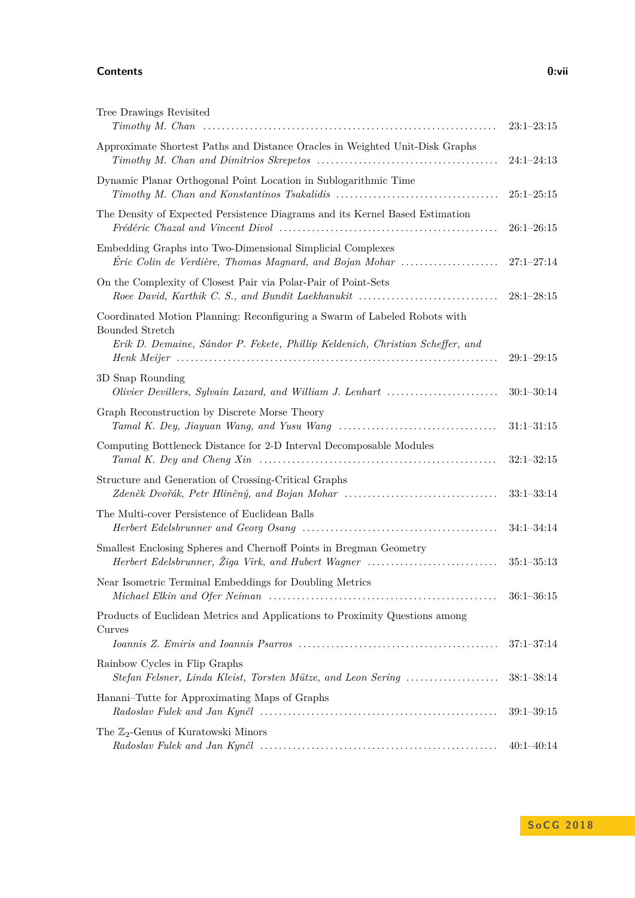Tree Drawings Revisited
*Timothy M. Chan* ........ 23:1–23:15

Approximate Shortest Paths and Distance Oracles in Weighted Unit-Disk Graphs
*Timothy M. Chan and Dimitrios Skrepetos* ........ 24:1–24:13

Dynamic Planar Orthogonal Point Location in Sublogarithmic Time
*Timothy M. Chan and Konstantinos Tsakalidis* ........ 25:1–25:15

The Density of Expected Persistence Diagrams and its Kernel Based Estimation
*Frédéric Chazal and Vincent Divol* ........ 26:1–26:15

Embedding Graphs into Two-Dimensional Simplicial Complexes
*Éric Colin de Verdière, Thomas Magnard, and Bojan Mohar* ........ 27:1–27:14

On the Complexity of Closest Pair via Polar-Pair of Point-Sets
*Roee David, Karthik C. S., and Bundit Laekhanukit* ........ 28:1–28:15

Coordinated Motion Planning: Reconfiguring a Swarm of Labeled Robots with Bounded Stretch
*Erik D. Demaine, Sándor P. Fekete, Phillip Keldenich, Christian Scheffer, and Henk Meijer* ........ 29:1–29:15

3D Snap Rounding
*Olivier Devillers, Sylvain Lazard, and William J. Lenhart* ........ 30:1–30:14

Graph Reconstruction by Discrete Morse Theory
*Tamal K. Dey, Jiayuan Wang, and Yusu Wang* ........ 31:1–31:15

Computing Bottleneck Distance for 2-D Interval Decomposable Modules
*Tamal K. Dey and Cheng Xin* ........ 32:1–32:15

Structure and Generation of Crossing-Critical Graphs
*Zdeněk Dvořák, Petr Hliněný, and Bojan Mohar* ........ 33:1–33:14

The Multi-cover Persistence of Euclidean Balls
*Herbert Edelsbrunner and Georg Osang* ........ 34:1–34:14

Smallest Enclosing Spheres and Chernoff Points in Bregman Geometry
*Herbert Edelsbrunner, Žiga Virk, and Hubert Wagner* ........ 35:1–35:13

Near Isometric Terminal Embeddings for Doubling Metrics
*Michael Elkin and Ofer Neiman* ........ 36:1–36:15

Products of Euclidean Metrics and Applications to Proximity Questions among Curves
*Ioannis Z. Emiris and Ioannis Psarros* ........ 37:1–37:14

Rainbow Cycles in Flip Graphs
*Stefan Felsner, Linda Kleist, Torsten Mütze, and Leon Sering* ........ 38:1–38:14

Hanani–Tutte for Approximating Maps of Graphs
*Radoslav Fulek and Jan Kynčl* ........ 39:1–39:15

The $\mathbb{Z}_2$-Genus of Kuratowski Minors
*Radoslav Fulek and Jan Kynčl* ........ 40:1–40:14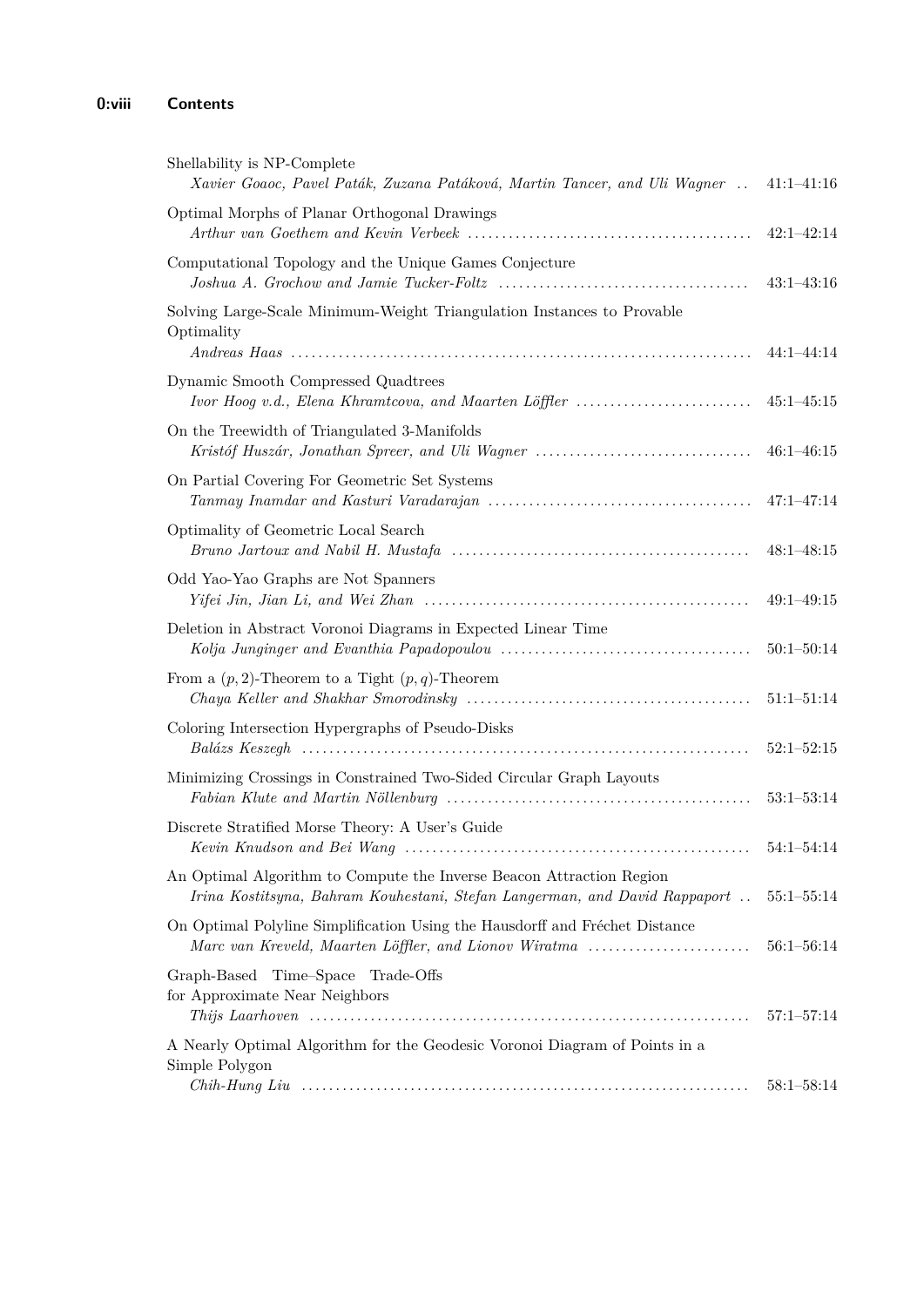Shellability is NP-Complete
*Xavier Goaoc, Pavel Paták, Zuzana Patáková, Martin Tancer, and Uli Wagner* .. 41:1–41:16

Optimal Morphs of Planar Orthogonal Drawings
*Arthur van Goethem and Kevin Verbeek* .......... 42:1–42:14

Computational Topology and the Unique Games Conjecture
*Joshua A. Grochow and Jamie Tucker-Foltz* .......... 43:1–43:16

Solving Large-Scale Minimum-Weight Triangulation Instances to Provable Optimality
*Andreas Haas* .......... 44:1–44:14

Dynamic Smooth Compressed Quadtrees
*Ivor Hoog v.d., Elena Khramtcova, and Maarten Löffler* .......... 45:1–45:15

On the Treewidth of Triangulated 3-Manifolds
*Kristóf Huszár, Jonathan Spreer, and Uli Wagner* .......... 46:1–46:15

On Partial Covering For Geometric Set Systems
*Tanmay Inamdar and Kasturi Varadarajan* .......... 47:1–47:14

Optimality of Geometric Local Search
*Bruno Jartoux and Nabil H. Mustafa* .......... 48:1–48:15

Odd Yao-Yao Graphs are Not Spanners
*Yifei Jin, Jian Li, and Wei Zhan* .......... 49:1–49:15

Deletion in Abstract Voronoi Diagrams in Expected Linear Time
*Kolja Junginger and Evanthia Papadopoulou* .......... 50:1–50:14

From a $(p, 2)$-Theorem to a Tight $(p, q)$-Theorem
*Chaya Keller and Shakhar Smorodinsky* .......... 51:1–51:14

Coloring Intersection Hypergraphs of Pseudo-Disks
*Balázs Keszegh* .......... 52:1–52:15

Minimizing Crossings in Constrained Two-Sided Circular Graph Layouts
*Fabian Klute and Martin Nöllenburg* .......... 53:1–53:14

Discrete Stratified Morse Theory: A User's Guide
*Kevin Knudson and Bei Wang* .......... 54:1–54:14

An Optimal Algorithm to Compute the Inverse Beacon Attraction Region
*Irina Kostitsyna, Bahram Kouhestani, Stefan Langerman, and David Rappaport* .. 55:1–55:14

On Optimal Polyline Simplification Using the Hausdorff and Fréchet Distance
*Marc van Kreveld, Maarten Löffler, and Lionov Wiratma* .......... 56:1–56:14

Graph-Based Time–Space Trade-Offs for Approximate Near Neighbors
*Thijs Laarhoven* .......... 57:1–57:14

A Nearly Optimal Algorithm for the Geodesic Voronoi Diagram of Points in a Simple Polygon
*Chih-Hung Liu* .......... 58:1–58:14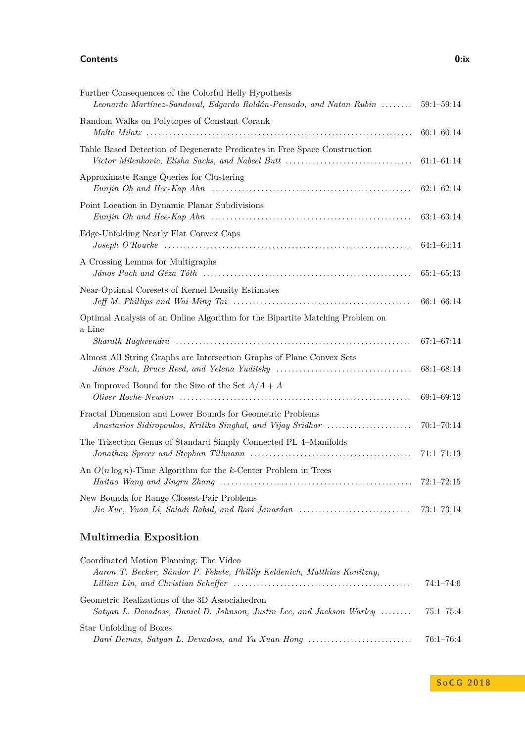Further Consequences of the Colorful Helly Hypothesis
*Leonardo Martínez-Sandoval, Edgardo Roldán-Pensado, and Natan Rubin* ........ 59:1–59:14

Random Walks on Polytopes of Constant Corank
*Malte Milatz* ........ 60:1–60:14

Table Based Detection of Degenerate Predicates in Free Space Construction
*Victor Milenkovic, Elisha Sacks, and Nabeel Butt* ........ 61:1–61:14

Approximate Range Queries for Clustering
*Eunjin Oh and Hee-Kap Ahn* ........ 62:1–62:14

Point Location in Dynamic Planar Subdivisions
*Eunjin Oh and Hee-Kap Ahn* ........ 63:1–63:14

Edge-Unfolding Nearly Flat Convex Caps
*Joseph O'Rourke* ........ 64:1–64:14

A Crossing Lemma for Multigraphs
*János Pach and Géza Tóth* ........ 65:1–65:13

Near-Optimal Coresets of Kernel Density Estimates
*Jeff M. Phillips and Wai Ming Tai* ........ 66:1–66:14

Optimal Analysis of an Online Algorithm for the Bipartite Matching Problem on a Line
*Sharath Raghvendra* ........ 67:1–67:14

Almost All String Graphs are Intersection Graphs of Plane Convex Sets
*János Pach, Bruce Reed, and Yelena Yuditsky* ........ 68:1–68:14

An Improved Bound for the Size of the Set $A/A + A$
*Oliver Roche-Newton* ........ 69:1–69:12

Fractal Dimension and Lower Bounds for Geometric Problems
*Anastasios Sidiropoulos, Kritika Singhal, and Vijay Sridhar* ........ 70:1–70:14

The Trisection Genus of Standard Simply Connected PL 4–Manifolds
*Jonathan Spreer and Stephan Tillmann* ........ 71:1–71:13

An $O(n \log n)$-Time Algorithm for the $k$-Center Problem in Trees
*Haitao Wang and Jingru Zhang* ........ 72:1–72:15

New Bounds for Range Closest-Pair Problems
*Jie Xue, Yuan Li, Saladi Rahul, and Ravi Janardan* ........ 73:1–73:14

## Multimedia Exposition

Coordinated Motion Planning: The Video
*Aaron T. Becker, Sándor P. Fekete, Phillip Keldenich, Matthias Konitzny, Lillian Lin, and Christian Scheffer* ........ 74:1–74:6

Geometric Realizations of the 3D Associahedron
*Satyan L. Devadoss, Daniel D. Johnson, Justin Lee, and Jackson Warley* ........ 75:1–75:4

Star Unfolding of Boxes
*Dani Demas, Satyan L. Devadoss, and Yu Xuan Hong* ........ 76:1–76:4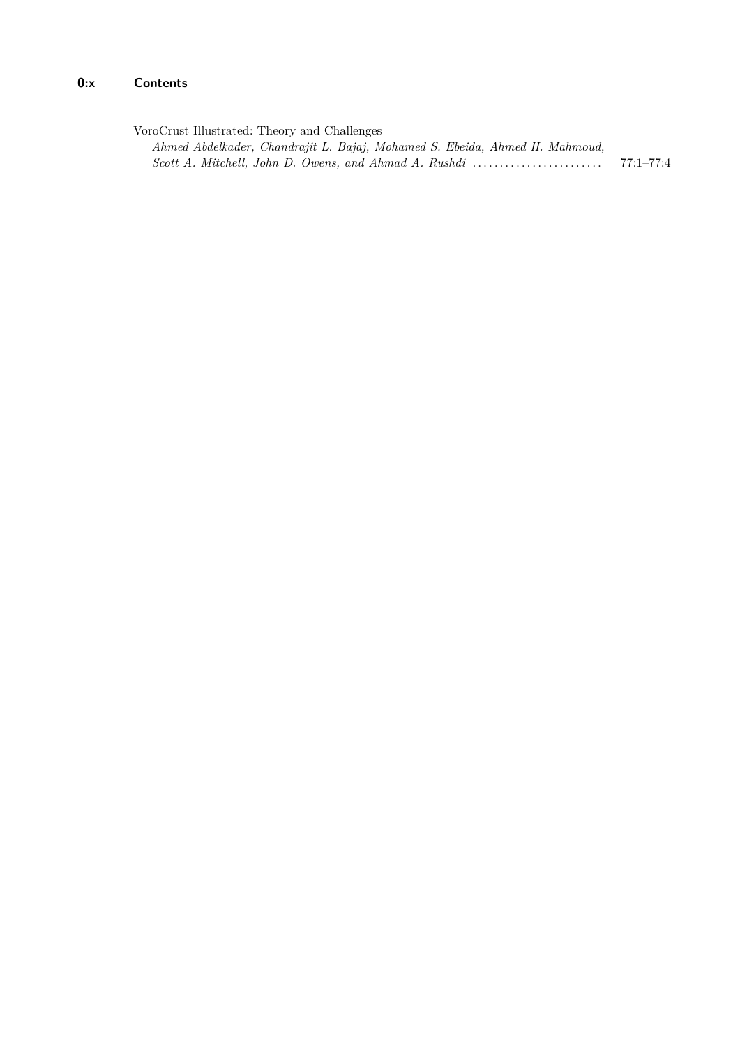VoroCrust Illustrated: Theory and Challenges

*Ahmed Abdelkader, Chandrajit L. Bajaj, Mohamed S. Ebeida, Ahmed H. Mahmoud, Scott A. Mitchell, John D. Owens, and Ahmad A. Rushdi* ........................ 77:1–77:4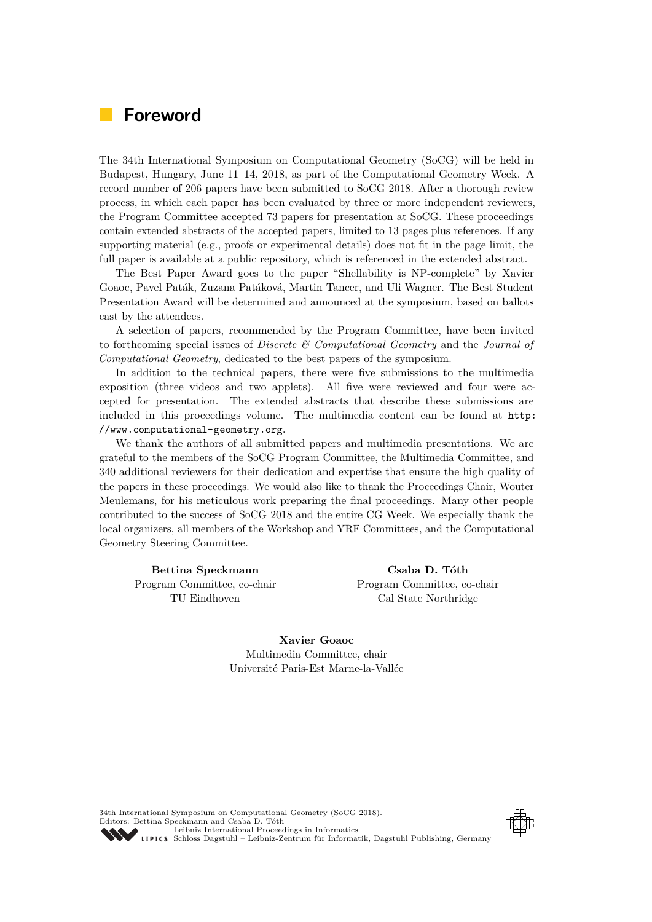# Foreword

The 34th International Symposium on Computational Geometry (SoCG) will be held in Budapest, Hungary, June 11–14, 2018, as part of the Computational Geometry Week. A record number of 206 papers have been submitted to SoCG 2018. After a thorough review process, in which each paper has been evaluated by three or more independent reviewers, the Program Committee accepted 73 papers for presentation at SoCG. These proceedings contain extended abstracts of the accepted papers, limited to 13 pages plus references. If any supporting material (e.g., proofs or experimental details) does not fit in the page limit, the full paper is available at a public repository, which is referenced in the extended abstract.

The Best Paper Award goes to the paper "Shellability is NP-complete" by Xavier Goaoc, Pavel Paták, Zuzana Patáková, Martin Tancer, and Uli Wagner. The Best Student Presentation Award will be determined and announced at the symposium, based on ballots cast by the attendees.

A selection of papers, recommended by the Program Committee, have been invited to forthcoming special issues of *Discrete & Computational Geometry* and the *Journal of Computational Geometry*, dedicated to the best papers of the symposium.

In addition to the technical papers, there were five submissions to the multimedia exposition (three videos and two applets). All five were reviewed and four were accepted for presentation. The extended abstracts that describe these submissions are included in this proceedings volume. The multimedia content can be found at `http://www.computational-geometry.org`.

We thank the authors of all submitted papers and multimedia presentations. We are grateful to the members of the SoCG Program Committee, the Multimedia Committee, and 340 additional reviewers for their dedication and expertise that ensure the high quality of the papers in these proceedings. We would also like to thank the Proceedings Chair, Wouter Meulemans, for his meticulous work preparing the final proceedings. Many other people contributed to the success of SoCG 2018 and the entire CG Week. We especially thank the local organizers, all members of the Workshop and YRF Committees, and the Computational Geometry Steering Committee.

**Bettina Speckmann**
Program Committee, co-chair
TU Eindhoven

**Csaba D. Tóth**
Program Committee, co-chair
Cal State Northridge

**Xavier Goaoc**
Multimedia Committee, chair
Université Paris-Est Marne-la-Vallée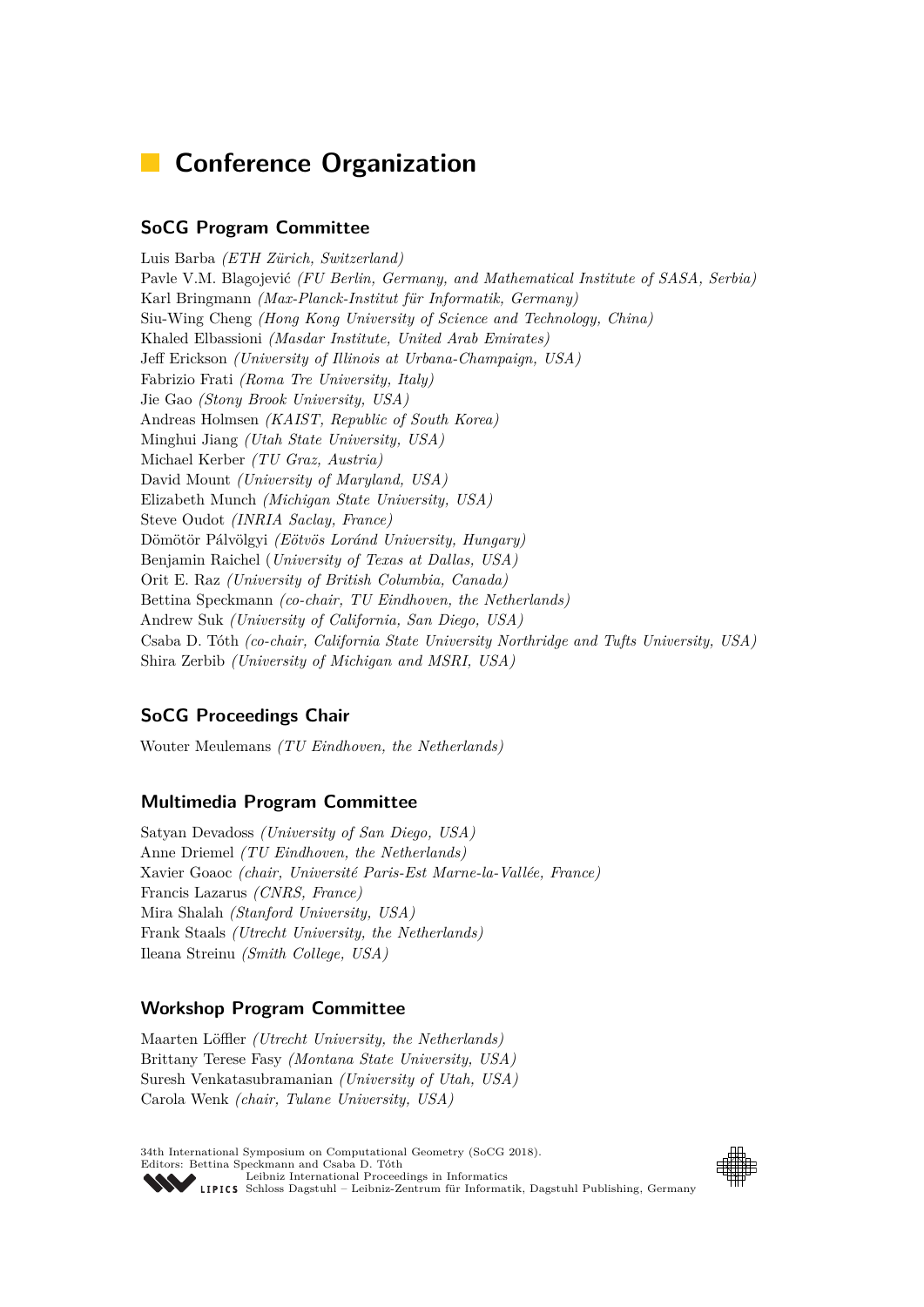# Conference Organization

## SoCG Program Committee

Luis Barba *(ETH Zürich, Switzerland)*
Pavle V.M. Blagojević *(FU Berlin, Germany, and Mathematical Institute of SASA, Serbia)*
Karl Bringmann *(Max-Planck-Institut für Informatik, Germany)*
Siu-Wing Cheng *(Hong Kong University of Science and Technology, China)*
Khaled Elbassioni *(Masdar Institute, United Arab Emirates)*
Jeff Erickson *(University of Illinois at Urbana-Champaign, USA)*
Fabrizio Frati *(Roma Tre University, Italy)*
Jie Gao *(Stony Brook University, USA)*
Andreas Holmsen *(KAIST, Republic of South Korea)*
Minghui Jiang *(Utah State University, USA)*
Michael Kerber *(TU Graz, Austria)*
David Mount *(University of Maryland, USA)*
Elizabeth Munch *(Michigan State University, USA)*
Steve Oudot *(INRIA Saclay, France)*
Dömötör Pálvölgyi *(Eötvös Loránd University, Hungary)*
Benjamin Raichel (*University of Texas at Dallas, USA)*
Orit E. Raz *(University of British Columbia, Canada)*
Bettina Speckmann *(co-chair, TU Eindhoven, the Netherlands)*
Andrew Suk *(University of California, San Diego, USA)*
Csaba D. Tóth *(co-chair, California State University Northridge and Tufts University, USA)*
Shira Zerbib *(University of Michigan and MSRI, USA)*

## SoCG Proceedings Chair

Wouter Meulemans *(TU Eindhoven, the Netherlands)*

## Multimedia Program Committee

Satyan Devadoss *(University of San Diego, USA)*
Anne Driemel *(TU Eindhoven, the Netherlands)*
Xavier Goaoc *(chair, Université Paris-Est Marne-la-Vallée, France)*
Francis Lazarus *(CNRS, France)*
Mira Shalah *(Stanford University, USA)*
Frank Staals *(Utrecht University, the Netherlands)*
Ileana Streinu *(Smith College, USA)*

## Workshop Program Committee

Maarten Löffler *(Utrecht University, the Netherlands)*
Brittany Terese Fasy *(Montana State University, USA)*
Suresh Venkatasubramanian *(University of Utah, USA)*
Carola Wenk *(chair, Tulane University, USA)*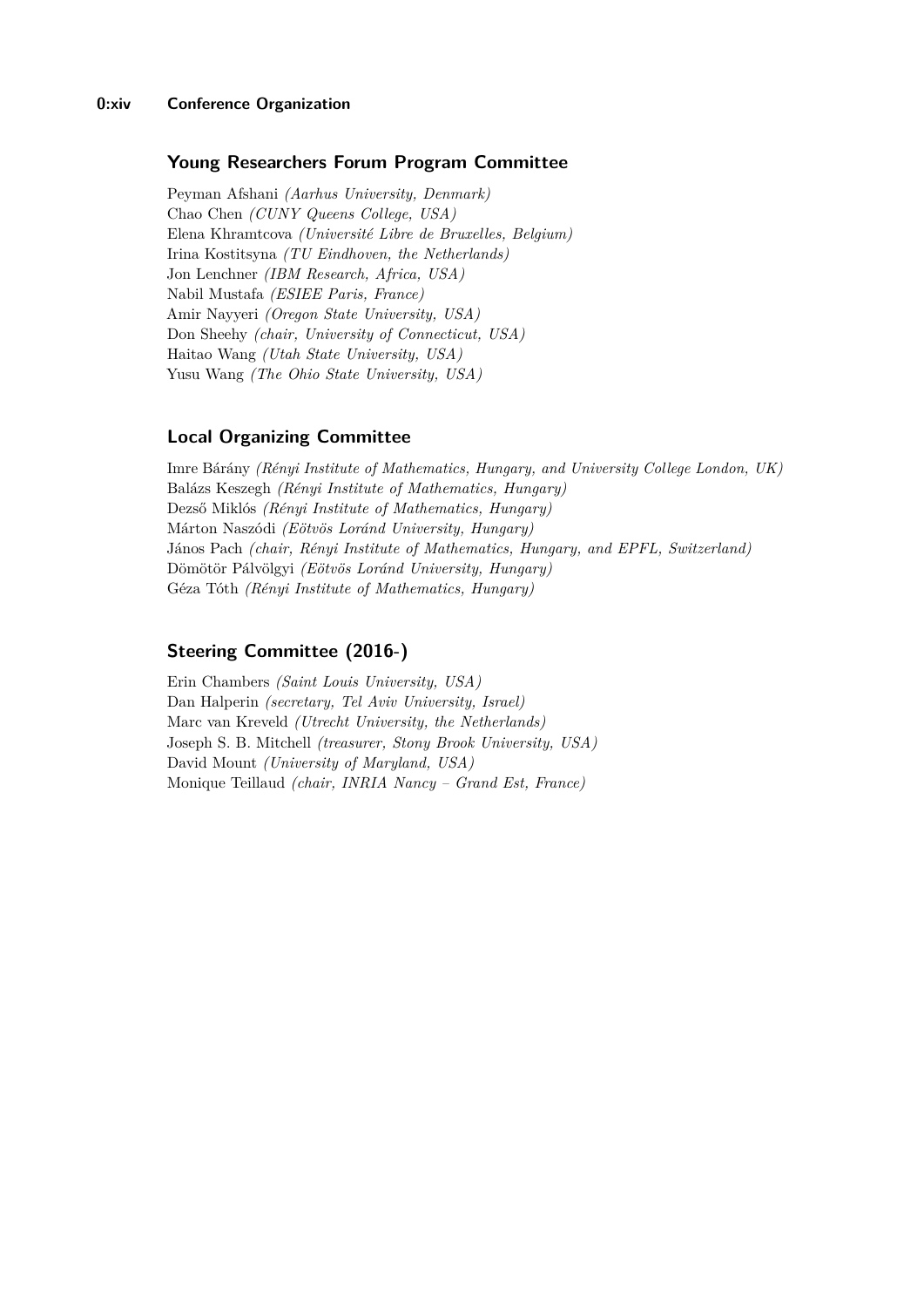## Young Researchers Forum Program Committee

Peyman Afshani *(Aarhus University, Denmark)*
Chao Chen *(CUNY Queens College, USA)*
Elena Khramtcova *(Université Libre de Bruxelles, Belgium)*
Irina Kostitsyna *(TU Eindhoven, the Netherlands)*
Jon Lenchner *(IBM Research, Africa, USA)*
Nabil Mustafa *(ESIEE Paris, France)*
Amir Nayyeri *(Oregon State University, USA)*
Don Sheehy *(chair, University of Connecticut, USA)*
Haitao Wang *(Utah State University, USA)*
Yusu Wang *(The Ohio State University, USA)*

## Local Organizing Committee

Imre Bárány *(Rényi Institute of Mathematics, Hungary, and University College London, UK)*
Balázs Keszegh *(Rényi Institute of Mathematics, Hungary)*
Dezső Miklós *(Rényi Institute of Mathematics, Hungary)*
Márton Naszódi *(Eötvös Loránd University, Hungary)*
János Pach *(chair, Rényi Institute of Mathematics, Hungary, and EPFL, Switzerland)*
Dömötör Pálvölgyi *(Eötvös Loránd University, Hungary)*
Géza Tóth *(Rényi Institute of Mathematics, Hungary)*

## Steering Committee (2016-)

Erin Chambers *(Saint Louis University, USA)*
Dan Halperin *(secretary, Tel Aviv University, Israel)*
Marc van Kreveld *(Utrecht University, the Netherlands)*
Joseph S. B. Mitchell *(treasurer, Stony Brook University, USA)*
David Mount *(University of Maryland, USA)*
Monique Teillaud *(chair, INRIA Nancy – Grand Est, France)*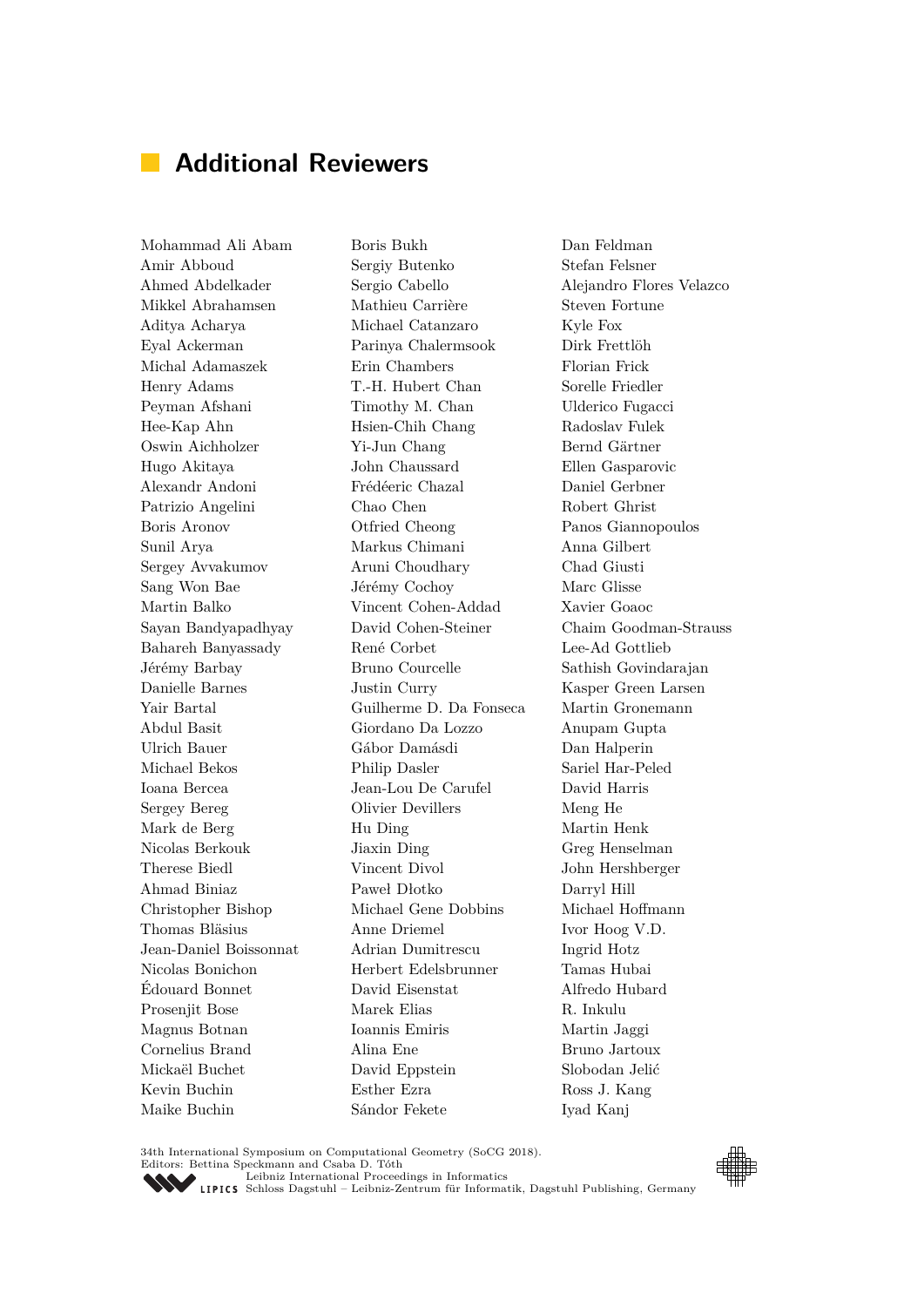## Additional Reviewers

Mohammad Ali Abam
Amir Abboud
Ahmed Abdelkader
Mikkel Abrahamsen
Aditya Acharya
Eyal Ackerman
Michal Adamaszek
Henry Adams
Peyman Afshani
Hee-Kap Ahn
Oswin Aichholzer
Hugo Akitaya
Alexandr Andoni
Patrizio Angelini
Boris Aronov
Sunil Arya
Sergey Avvakumov
Sang Won Bae
Martin Balko
Sayan Bandyapadhyay
Bahareh Banyassady
Jérémy Barbay
Danielle Barnes
Yair Bartal
Abdul Basit
Ulrich Bauer
Michael Bekos
Ioana Bercea
Sergey Bereg
Mark de Berg
Nicolas Berkouk
Therese Biedl
Ahmad Biniaz
Christopher Bishop
Thomas Bläsius
Jean-Daniel Boissonnat
Nicolas Bonichon
Édouard Bonnet
Prosenjit Bose
Magnus Botnan
Cornelius Brand
Mickaël Buchet
Kevin Buchin
Maike Buchin
Boris Bukh
Sergiy Butenko
Sergio Cabello
Mathieu Carrière
Michael Catanzaro
Parinya Chalermsook
Erin Chambers
T.-H. Hubert Chan
Timothy M. Chan
Hsien-Chih Chang
Yi-Jun Chang
John Chaussard
Frédéeric Chazal
Chao Chen
Otfried Cheong
Markus Chimani
Aruni Choudhary
Jérémy Cochoy
Vincent Cohen-Addad
David Cohen-Steiner
René Corbet
Bruno Courcelle
Justin Curry
Guilherme D. Da Fonseca
Giordano Da Lozzo
Gábor Damásdi
Philip Dasler
Jean-Lou De Carufel
Olivier Devillers
Hu Ding
Jiaxin Ding
Vincent Divol
Paweł Dłotko
Michael Gene Dobbins
Anne Driemel
Adrian Dumitrescu
Herbert Edelsbrunner
David Eisenstat
Marek Elias
Ioannis Emiris
Alina Ene
David Eppstein
Esther Ezra
Sándor Fekete
Dan Feldman
Stefan Felsner
Alejandro Flores Velazco
Steven Fortune
Kyle Fox
Dirk Frettlöh
Florian Frick
Sorelle Friedler
Ulderico Fugacci
Radoslav Fulek
Bernd Gärtner
Ellen Gasparovic
Daniel Gerbner
Robert Ghrist
Panos Giannopoulos
Anna Gilbert
Chad Giusti
Marc Glisse
Xavier Goaoc
Chaim Goodman-Strauss
Lee-Ad Gottlieb
Sathish Govindarajan
Kasper Green Larsen
Martin Gronemann
Anupam Gupta
Dan Halperin
Sariel Har-Peled
David Harris
Meng He
Martin Henk
Greg Henselman
John Hershberger
Darryl Hill
Michael Hoffmann
Ivor Hoog V.D.
Ingrid Hotz
Tamas Hubai
Alfredo Hubard
R. Inkulu
Martin Jaggi
Bruno Jartoux
Slobodan Jelić
Ross J. Kang
Iyad Kanj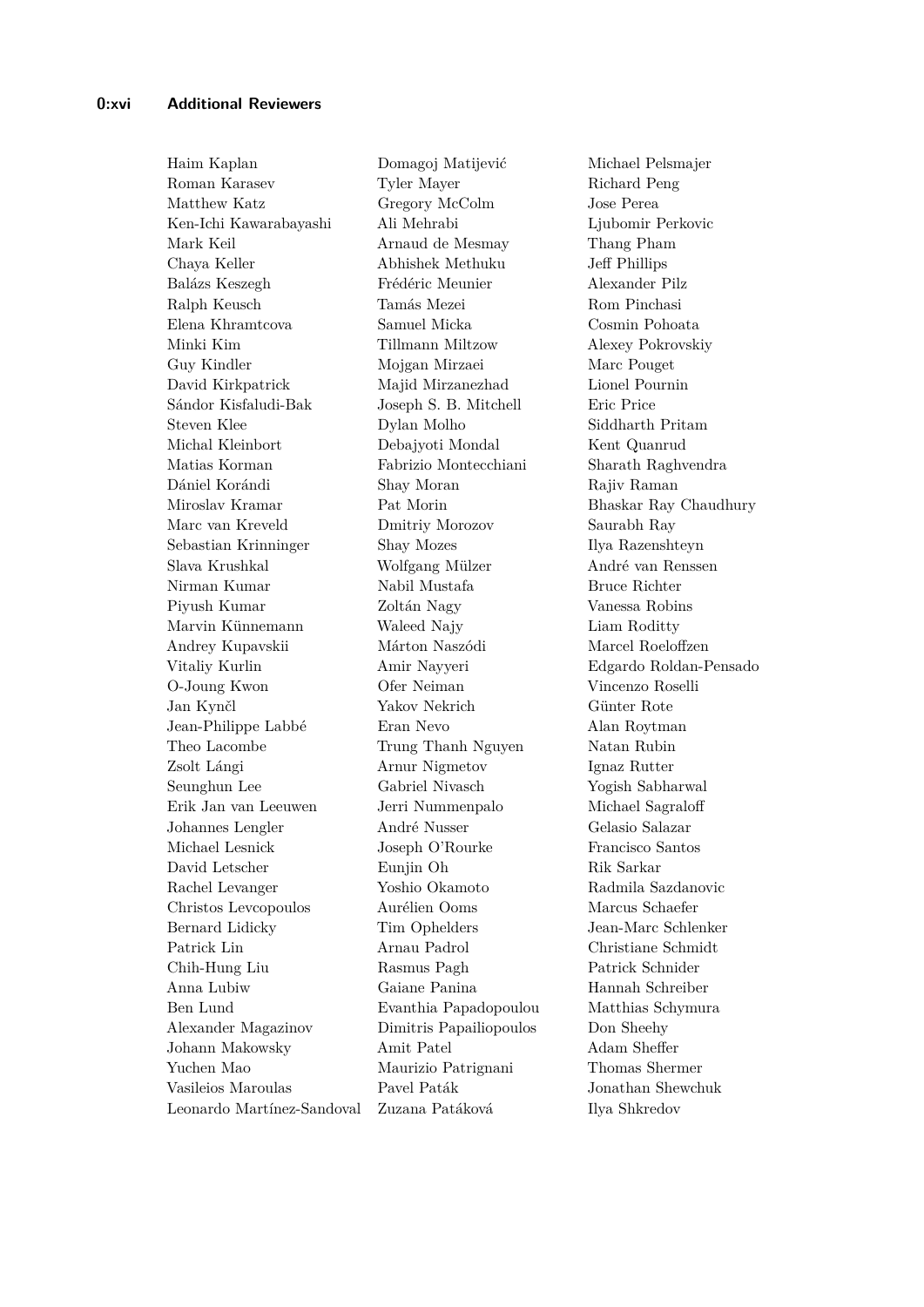Haim Kaplan
Roman Karasev
Matthew Katz
Ken-Ichi Kawarabayashi
Mark Keil
Chaya Keller
Balázs Keszegh
Ralph Keusch
Elena Khramtcova
Minki Kim
Guy Kindler
David Kirkpatrick
Sándor Kisfaludi-Bak
Steven Klee
Michal Kleinbort
Matias Korman
Dániel Korándi
Miroslav Kramar
Marc van Kreveld
Sebastian Krinninger
Slava Krushkal
Nirman Kumar
Piyush Kumar
Marvin Künnemann
Andrey Kupavskii
Vitaliy Kurlin
O-Joung Kwon
Jan Kynčl
Jean-Philippe Labbé
Theo Lacombe
Zsolt Lángi
Seunghun Lee
Erik Jan van Leeuwen
Johannes Lengler
Michael Lesnick
David Letscher
Rachel Levanger
Christos Levcopoulos
Bernard Lidicky
Patrick Lin
Chih-Hung Liu
Anna Lubiw
Ben Lund
Alexander Magazinov
Johann Makowsky
Yuchen Mao
Vasileios Maroulas
Leonardo Martínez-Sandoval
Domagoj Matijević
Tyler Mayer
Gregory McColm
Ali Mehrabi
Arnaud de Mesmay
Abhishek Methuku
Frédéric Meunier
Tamás Mezei
Samuel Micka
Tillmann Miltzow
Mojgan Mirzaei
Majid Mirzanezhad
Joseph S. B. Mitchell
Dylan Molho
Debajyoti Mondal
Fabrizio Montecchiani
Shay Moran
Pat Morin
Dmitriy Morozov
Shay Mozes
Wolfgang Mülzer
Nabil Mustafa
Zoltán Nagy
Waleed Najy
Márton Naszódi
Amir Nayyeri
Ofer Neiman
Yakov Nekrich
Eran Nevo
Trung Thanh Nguyen
Arnur Nigmetov
Gabriel Nivasch
Jerri Nummenpalo
André Nusser
Joseph O'Rourke
Eunjin Oh
Yoshio Okamoto
Aurélien Ooms
Tim Ophelders
Arnau Padrol
Rasmus Pagh
Gaiane Panina
Evanthia Papadopoulou
Dimitris Papailiopoulos
Amit Patel
Maurizio Patrignani
Pavel Paták
Zuzana Patáková
Michael Pelsmajer
Richard Peng
Jose Perea
Ljubomir Perkovic
Thang Pham
Jeff Phillips
Alexander Pilz
Rom Pinchasi
Cosmin Pohoata
Alexey Pokrovskiy
Marc Pouget
Lionel Pournin
Eric Price
Siddharth Pritam
Kent Quanrud
Sharath Raghvendra
Rajiv Raman
Bhaskar Ray Chaudhury
Saurabh Ray
Ilya Razenshteyn
André van Renssen
Bruce Richter
Vanessa Robins
Liam Roditty
Marcel Roeloffzen
Edgardo Roldan-Pensado
Vincenzo Roselli
Günter Rote
Alan Roytman
Natan Rubin
Ignaz Rutter
Yogish Sabharwal
Michael Sagraloff
Gelasio Salazar
Francisco Santos
Rik Sarkar
Radmila Sazdanovic
Marcus Schaefer
Jean-Marc Schlenker
Christiane Schmidt
Patrick Schnider
Hannah Schreiber
Matthias Schymura
Don Sheehy
Adam Sheffer
Thomas Shermer
Jonathan Shewchuk
Ilya Shkredov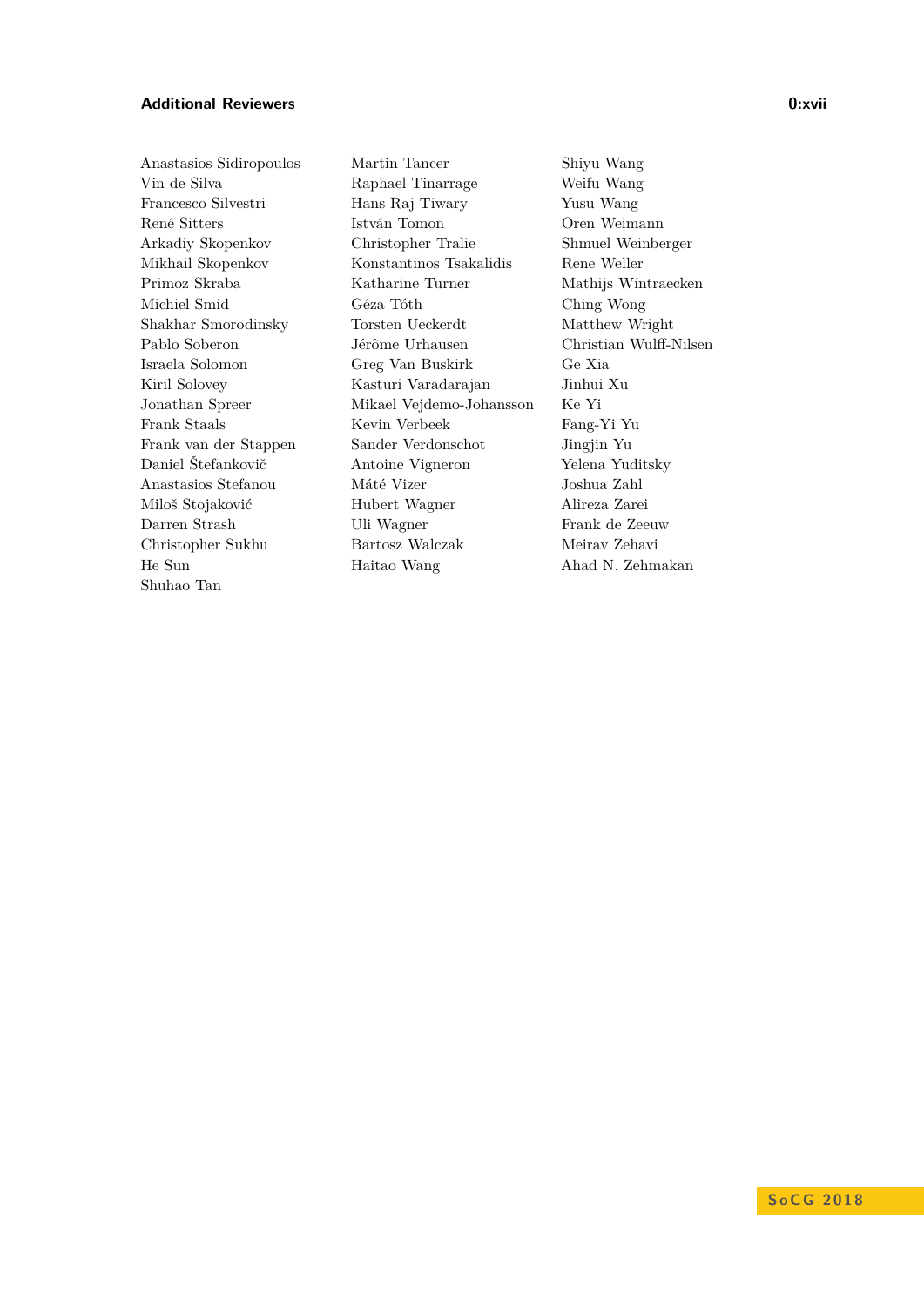Anastasios Sidiropoulos
Vin de Silva
Francesco Silvestri
René Sitters
Arkadiy Skopenkov
Mikhail Skopenkov
Primoz Skraba
Michiel Smid
Shakhar Smorodinsky
Pablo Soberon
Israela Solomon
Kiril Solovey
Jonathan Spreer
Frank Staals
Frank van der Stappen
Daniel Štefankovič
Anastasios Stefanou
Miloš Stojaković
Darren Strash
Christopher Sukhu
He Sun
Shuhao Tan
Martin Tancer
Raphael Tinarrage
Hans Raj Tiwary
István Tomon
Christopher Tralie
Konstantinos Tsakalidis
Katharine Turner
Géza Tóth
Torsten Ueckerdt
Jérôme Urhausen
Greg Van Buskirk
Kasturi Varadarajan
Mikael Vejdemo-Johansson
Kevin Verbeek
Sander Verdonschot
Antoine Vigneron
Máté Vizer
Hubert Wagner
Uli Wagner
Bartosz Walczak
Haitao Wang
Shiyu Wang
Weifu Wang
Yusu Wang
Oren Weimann
Shmuel Weinberger
Rene Weller
Mathijs Wintraecken
Ching Wong
Matthew Wright
Christian Wulff-Nilsen
Ge Xia
Jinhui Xu
Ke Yi
Fang-Yi Yu
Jingjin Yu
Yelena Yuditsky
Joshua Zahl
Alireza Zarei
Frank de Zeeuw
Meirav Zehavi
Ahad N. Zehmakan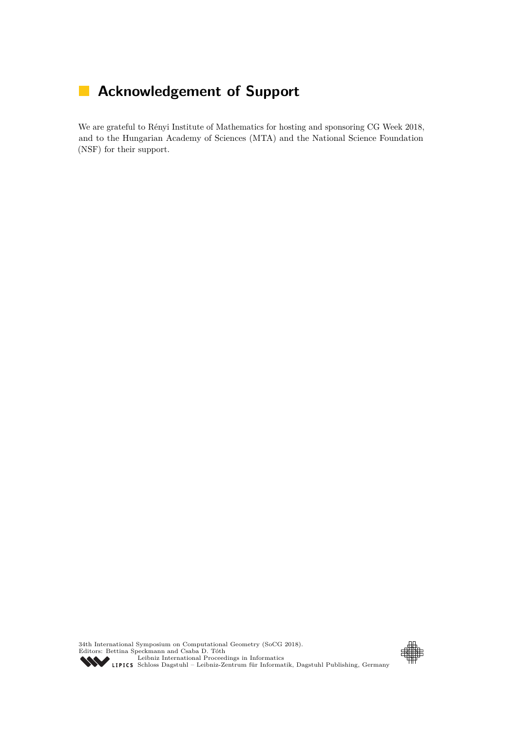# Acknowledgement of Support

We are grateful to Rényi Institute of Mathematics for hosting and sponsoring CG Week 2018, and to the Hungarian Academy of Sciences (MTA) and the National Science Foundation (NSF) for their support.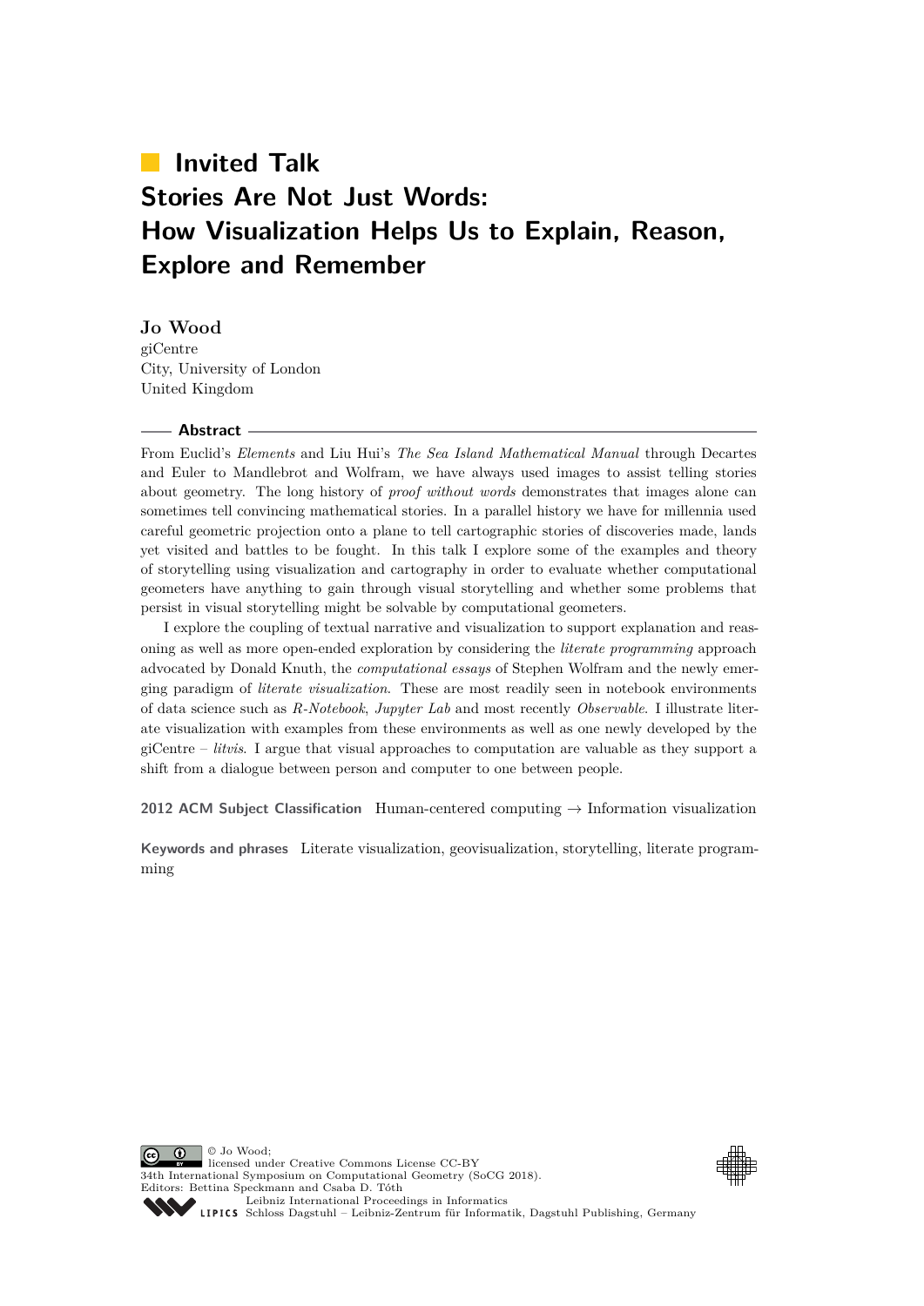# Invited Talk
# Stories Are Not Just Words: How Visualization Helps Us to Explain, Reason, Explore and Remember

**Jo Wood**
giCentre
City, University of London
United Kingdom

## Abstract

From Euclid's *Elements* and Liu Hui's *The Sea Island Mathematical Manual* through Decartes and Euler to Mandlebrot and Wolfram, we have always used images to assist telling stories about geometry. The long history of *proof without words* demonstrates that images alone can sometimes tell convincing mathematical stories. In a parallel history we have for millennia used careful geometric projection onto a plane to tell cartographic stories of discoveries made, lands yet visited and battles to be fought. In this talk I explore some of the examples and theory of storytelling using visualization and cartography in order to evaluate whether computational geometers have anything to gain through visual storytelling and whether some problems that persist in visual storytelling might be solvable by computational geometers.

I explore the coupling of textual narrative and visualization to support explanation and reasoning as well as more open-ended exploration by considering the *literate programming* approach advocated by Donald Knuth, the *computational essays* of Stephen Wolfram and the newly emerging paradigm of *literate visualization*. These are most readily seen in notebook environments of data science such as *R-Notebook*, *Jupyter Lab* and most recently *Observable*. I illustrate literate visualization with examples from these environments as well as one newly developed by the giCentre – *litvis*. I argue that visual approaches to computation are valuable as they support a shift from a dialogue between person and computer to one between people.

**2012 ACM Subject Classification** Human-centered computing → Information visualization

**Keywords and phrases** Literate visualization, geovisualization, storytelling, literate programming

© Jo Wood;
licensed under Creative Commons License CC-BY
34th International Symposium on Computational Geometry (SoCG 2018).
Editors: Bettina Speckmann and Csaba D. Tóth
Leibniz International Proceedings in Informatics
LIPICS Schloss Dagstuhl – Leibniz-Zentrum für Informatik, Dagstuhl Publishing, Germany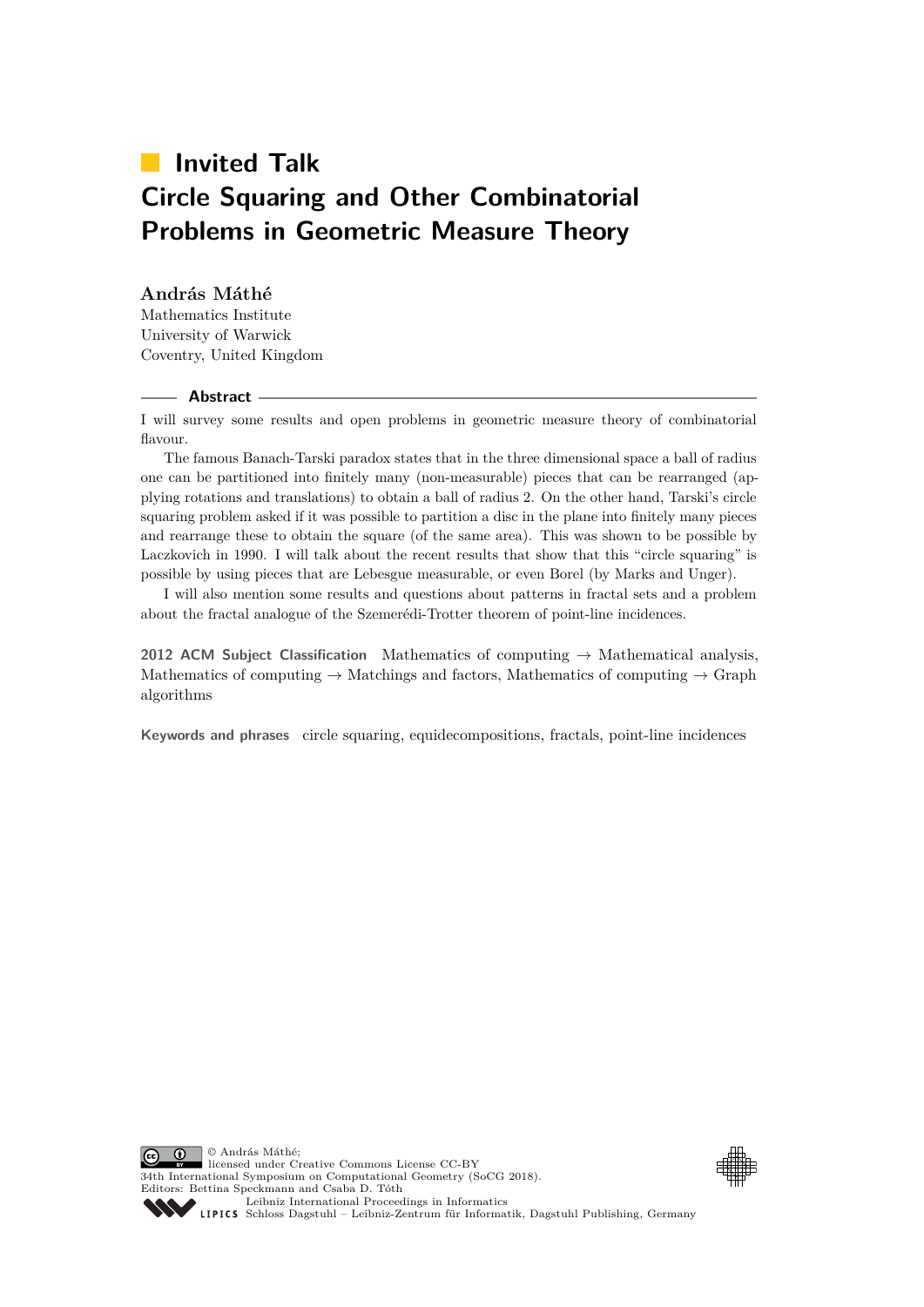# Invited Talk

# Circle Squaring and Other Combinatorial Problems in Geometric Measure Theory

**András Máthé**
Mathematics Institute
University of Warwick
Coventry, United Kingdom

## Abstract

I will survey some results and open problems in geometric measure theory of combinatorial flavour.

The famous Banach-Tarski paradox states that in the three dimensional space a ball of radius one can be partitioned into finitely many (non-measurable) pieces that can be rearranged (applying rotations and translations) to obtain a ball of radius 2. On the other hand, Tarski's circle squaring problem asked if it was possible to partition a disc in the plane into finitely many pieces and rearrange these to obtain the square (of the same area). This was shown to be possible by Laczkovich in 1990. I will talk about the recent results that show that this "circle squaring" is possible by using pieces that are Lebesgue measurable, or even Borel (by Marks and Unger).

I will also mention some results and questions about patterns in fractal sets and a problem about the fractal analogue of the Szemerédi-Trotter theorem of point-line incidences.

**2012 ACM Subject Classification** Mathematics of computing → Mathematical analysis, Mathematics of computing → Matchings and factors, Mathematics of computing → Graph algorithms

**Keywords and phrases** circle squaring, equidecompositions, fractals, point-line incidences

© András Máthé;
licensed under Creative Commons License CC-BY
34th International Symposium on Computational Geometry (SoCG 2018).
Editors: Bettina Speckmann and Csaba D. Tóth
Leibniz International Proceedings in Informatics
LIPICS Schloss Dagstuhl – Leibniz-Zentrum für Informatik, Dagstuhl Publishing, Germany